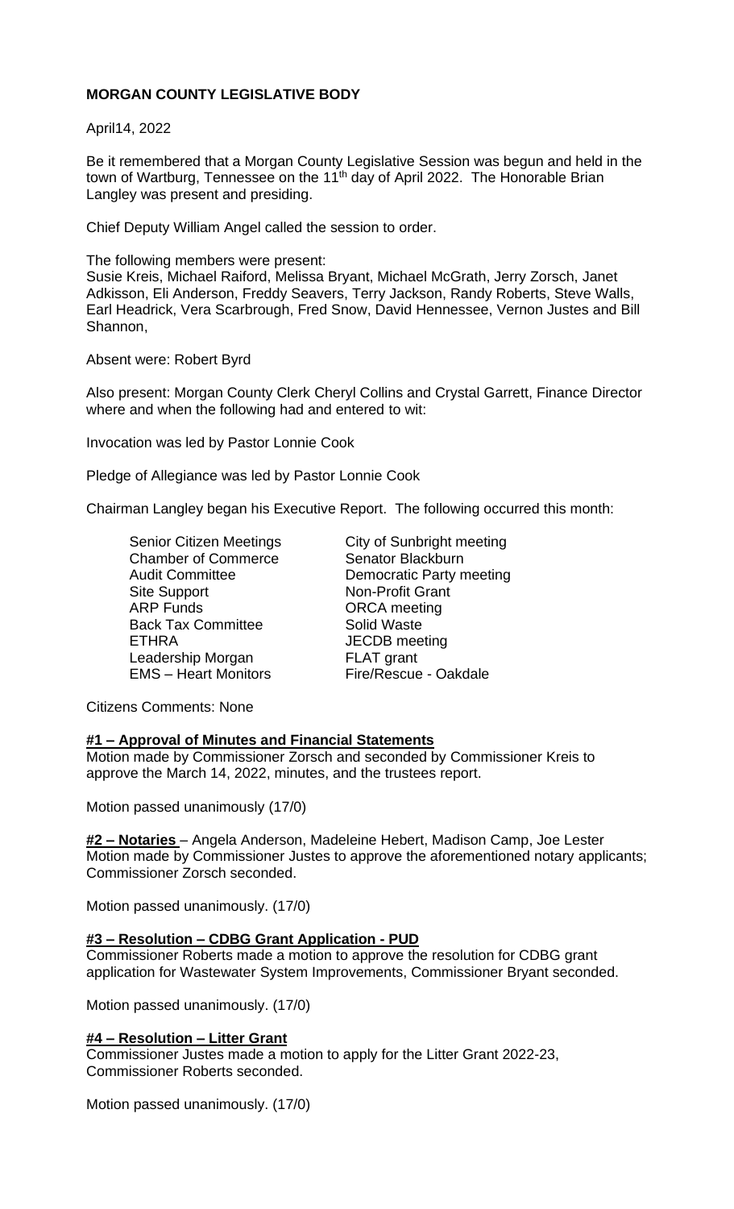**MORGAN COUNTY LEGISLATIVE BODY**

April14, 2022

Be it remembered that a Morgan County Legislative Session was begun and held in the town of Wartburg, Tennessee on the 11th day of April 2022. The Honorable Brian Langley was present and presiding.

Chief Deputy William Angel called the session to order.

The following members were present:
Susie Kreis, Michael Raiford, Melissa Bryant, Michael McGrath, Jerry Zorsch, Janet Adkisson, Eli Anderson, Freddy Seavers, Terry Jackson, Randy Roberts, Steve Walls, Earl Headrick, Vera Scarbrough, Fred Snow, David Hennessee, Vernon Justes and Bill Shannon,

Absent were: Robert Byrd

Also present: Morgan County Clerk Cheryl Collins and Crystal Garrett, Finance Director where and when the following had and entered to wit:

Invocation was led by Pastor Lonnie Cook

Pledge of Allegiance was led by Pastor Lonnie Cook

Chairman Langley began his Executive Report. The following occurred this month:

- Senior Citizen Meetings
- Chamber of Commerce
- Audit Committee
- Site Support
- ARP Funds
- Back Tax Committee
- ETHRA
- Leadership Morgan
- EMS – Heart Monitors
- City of Sunbright meeting
- Senator Blackburn
- Democratic Party meeting
- Non-Profit Grant
- ORCA meeting
- Solid Waste
- JECDB meeting
- FLAT grant
- Fire/Rescue - Oakdale

Citizens Comments: None

**#1 – Approval of Minutes and Financial Statements**

Motion made by Commissioner Zorsch and seconded by Commissioner Kreis to approve the March 14, 2022, minutes, and the trustees report.

Motion passed unanimously (17/0)

**#2 – Notaries** – Angela Anderson, Madeleine Hebert, Madison Camp, Joe Lester

Motion made by Commissioner Justes to approve the aforementioned notary applicants; Commissioner Zorsch seconded.

Motion passed unanimously. (17/0)

**#3 – Resolution – CDBG Grant Application - PUD**

Commissioner Roberts made a motion to approve the resolution for CDBG grant application for Wastewater System Improvements, Commissioner Bryant seconded.

Motion passed unanimously. (17/0)

**#4 – Resolution – Litter Grant**

Commissioner Justes made a motion to apply for the Litter Grant 2022-23, Commissioner Roberts seconded.

Motion passed unanimously. (17/0)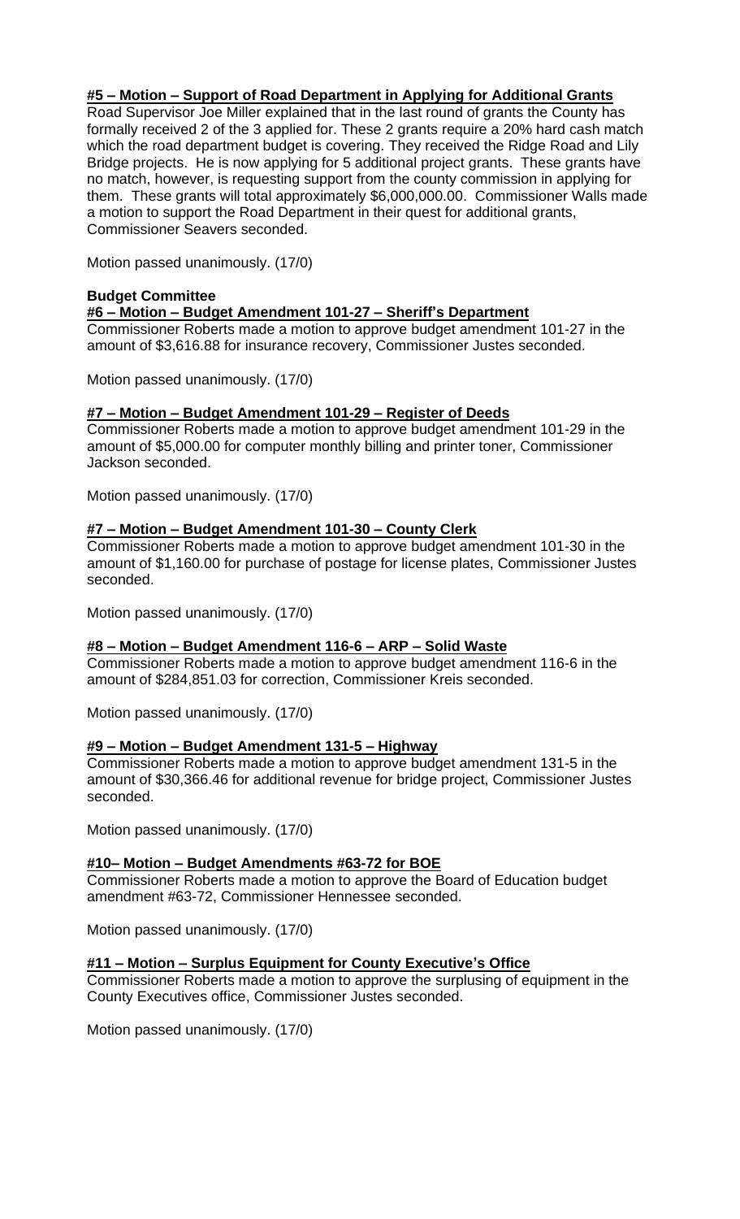**#5 – Motion – Support of Road Department in Applying for Additional Grants**

Road Supervisor Joe Miller explained that in the last round of grants the County has formally received 2 of the 3 applied for. These 2 grants require a 20% hard cash match which the road department budget is covering. They received the Ridge Road and Lily Bridge projects. He is now applying for 5 additional project grants. These grants have no match, however, is requesting support from the county commission in applying for them. These grants will total approximately $6,000,000.00. Commissioner Walls made a motion to support the Road Department in their quest for additional grants, Commissioner Seavers seconded.

Motion passed unanimously. (17/0)

**Budget Committee**

**#6 – Motion – Budget Amendment 101-27 – Sheriff's Department**

Commissioner Roberts made a motion to approve budget amendment 101-27 in the amount of $3,616.88 for insurance recovery, Commissioner Justes seconded.

Motion passed unanimously. (17/0)

**#7 – Motion – Budget Amendment 101-29 – Register of Deeds**

Commissioner Roberts made a motion to approve budget amendment 101-29 in the amount of $5,000.00 for computer monthly billing and printer toner, Commissioner Jackson seconded.

Motion passed unanimously. (17/0)

**#7 – Motion – Budget Amendment 101-30 – County Clerk**

Commissioner Roberts made a motion to approve budget amendment 101-30 in the amount of $1,160.00 for purchase of postage for license plates, Commissioner Justes seconded.

Motion passed unanimously. (17/0)

**#8 – Motion – Budget Amendment 116-6 – ARP – Solid Waste**

Commissioner Roberts made a motion to approve budget amendment 116-6 in the amount of $284,851.03 for correction, Commissioner Kreis seconded.

Motion passed unanimously. (17/0)

**#9 – Motion – Budget Amendment 131-5 – Highway**

Commissioner Roberts made a motion to approve budget amendment 131-5 in the amount of $30,366.46 for additional revenue for bridge project, Commissioner Justes seconded.

Motion passed unanimously. (17/0)

**#10– Motion – Budget Amendments #63-72 for BOE**

Commissioner Roberts made a motion to approve the Board of Education budget amendment #63-72, Commissioner Hennessee seconded.

Motion passed unanimously. (17/0)

**#11 – Motion – Surplus Equipment for County Executive's Office**

Commissioner Roberts made a motion to approve the surplusing of equipment in the County Executives office, Commissioner Justes seconded.

Motion passed unanimously. (17/0)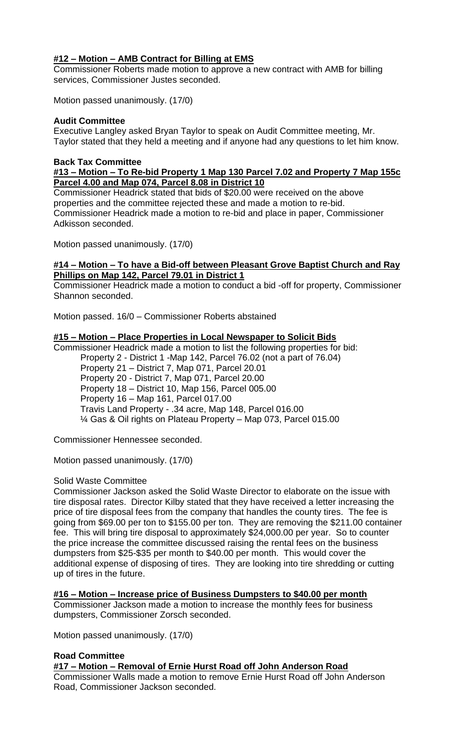**#12 – Motion – AMB Contract for Billing at EMS**

Commissioner Roberts made motion to approve a new contract with AMB for billing services, Commissioner Justes seconded.

Motion passed unanimously. (17/0)

**Audit Committee**

Executive Langley asked Bryan Taylor to speak on Audit Committee meeting, Mr. Taylor stated that they held a meeting and if anyone had any questions to let him know.

**Back Tax Committee**

**#13 – Motion – To Re-bid Property 1 Map 130 Parcel 7.02 and Property 7 Map 155c Parcel 4.00 and Map 074, Parcel 8.08 in District 10**

Commissioner Headrick stated that bids of $20.00 were received on the above properties and the committee rejected these and made a motion to re-bid. Commissioner Headrick made a motion to re-bid and place in paper, Commissioner Adkisson seconded.

Motion passed unanimously. (17/0)

**#14 – Motion – To have a Bid-off between Pleasant Grove Baptist Church and Ray Phillips on Map 142, Parcel 79.01 in District 1**

Commissioner Headrick made a motion to conduct a bid -off for property, Commissioner Shannon seconded.

Motion passed. 16/0 – Commissioner Roberts abstained

**#15 – Motion – Place Properties in Local Newspaper to Solicit Bids**

Commissioner Headrick made a motion to list the following properties for bid:

- Property 2 - District 1 -Map 142, Parcel 76.02 (not a part of 76.04)
- Property 21 – District 7, Map 071, Parcel 20.01
- Property 20 - District 7, Map 071, Parcel 20.00
- Property 18 – District 10, Map 156, Parcel 005.00
- Property 16 – Map 161, Parcel 017.00
- Travis Land Property - .34 acre, Map 148, Parcel 016.00
- ¼ Gas & Oil rights on Plateau Property – Map 073, Parcel 015.00

Commissioner Hennessee seconded.

Motion passed unanimously. (17/0)

Solid Waste Committee

Commissioner Jackson asked the Solid Waste Director to elaborate on the issue with tire disposal rates. Director Kilby stated that they have received a letter increasing the price of tire disposal fees from the company that handles the county tires. The fee is going from $69.00 per ton to $155.00 per ton. They are removing the $211.00 container fee. This will bring tire disposal to approximately $24,000.00 per year. So to counter the price increase the committee discussed raising the rental fees on the business dumpsters from $25-$35 per month to $40.00 per month. This would cover the additional expense of disposing of tires. They are looking into tire shredding or cutting up of tires in the future.

**#16 – Motion – Increase price of Business Dumpsters to $40.00 per month**

Commissioner Jackson made a motion to increase the monthly fees for business dumpsters, Commissioner Zorsch seconded.

Motion passed unanimously. (17/0)

**Road Committee**

**#17 – Motion – Removal of Ernie Hurst Road off John Anderson Road**

Commissioner Walls made a motion to remove Ernie Hurst Road off John Anderson Road, Commissioner Jackson seconded.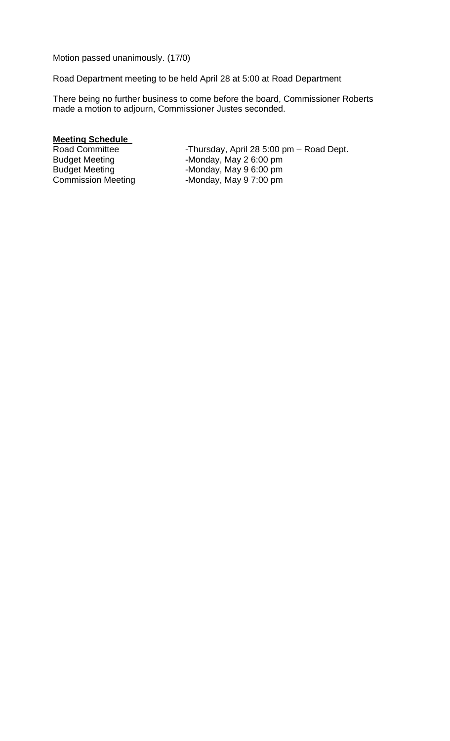Motion passed unanimously. (17/0)

Road Department meeting to be held April 28 at 5:00 at Road Department

There being no further business to come before the board, Commissioner Roberts made a motion to adjourn, Commissioner Justes seconded.

**Meeting Schedule**

| | |
|---|---|
| Road Committee | -Thursday, April 28 5:00 pm – Road Dept. |
| Budget Meeting | -Monday, May 2 6:00 pm |
| Budget Meeting | -Monday, May 9 6:00 pm |
| Commission Meeting | -Monday, May 9 7:00 pm |